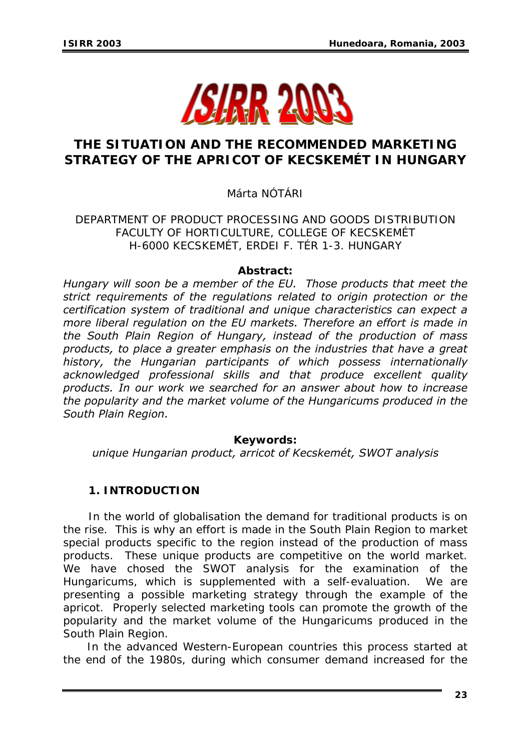# THE SITUATION AND THE RECOMMENDED MARKETING STRATEGY OF THE APRICOT OF KECSKEMÉT IN HUNGARY

Márta NÓTÁRI

DEPARTMENT OF PRODUCT PROCESSING AND GOODS DISTRIBUTION
FACULTY OF HORTICULTURE, COLLEGE OF KECSKEMÉT
H-6000 KECSKEMÉT, ERDEI F. TÉR 1-3. HUNGARY

**Abstract:**

*Hungary will soon be a member of the EU. Those products that meet the strict requirements of the regulations related to origin protection or the certification system of traditional and unique characteristics can expect a more liberal regulation on the EU markets. Therefore an effort is made in the South Plain Region of Hungary, instead of the production of mass products, to place a greater emphasis on the industries that have a great history, the Hungarian participants of which possess internationally acknowledged professional skills and that produce excellent quality products. In our work we searched for an answer about how to increase the popularity and the market volume of the Hungaricums produced in the South Plain Region.*

**Keywords:**

*unique Hungarian product, arricot of Kecskemét, SWOT analysis*

## 1. INTRODUCTION

In the world of globalisation the demand for traditional products is on the rise. This is why an effort is made in the South Plain Region to market special products specific to the region instead of the production of mass products. These unique products are competitive on the world market. We have chosed the SWOT analysis for the examination of the Hungaricums, which is supplemented with a self-evaluation. We are presenting a possible marketing strategy through the example of the apricot. Properly selected marketing tools can promote the growth of the popularity and the market volume of the Hungaricums produced in the South Plain Region.

In the advanced Western-European countries this process started at the end of the 1980s, during which consumer demand increased for the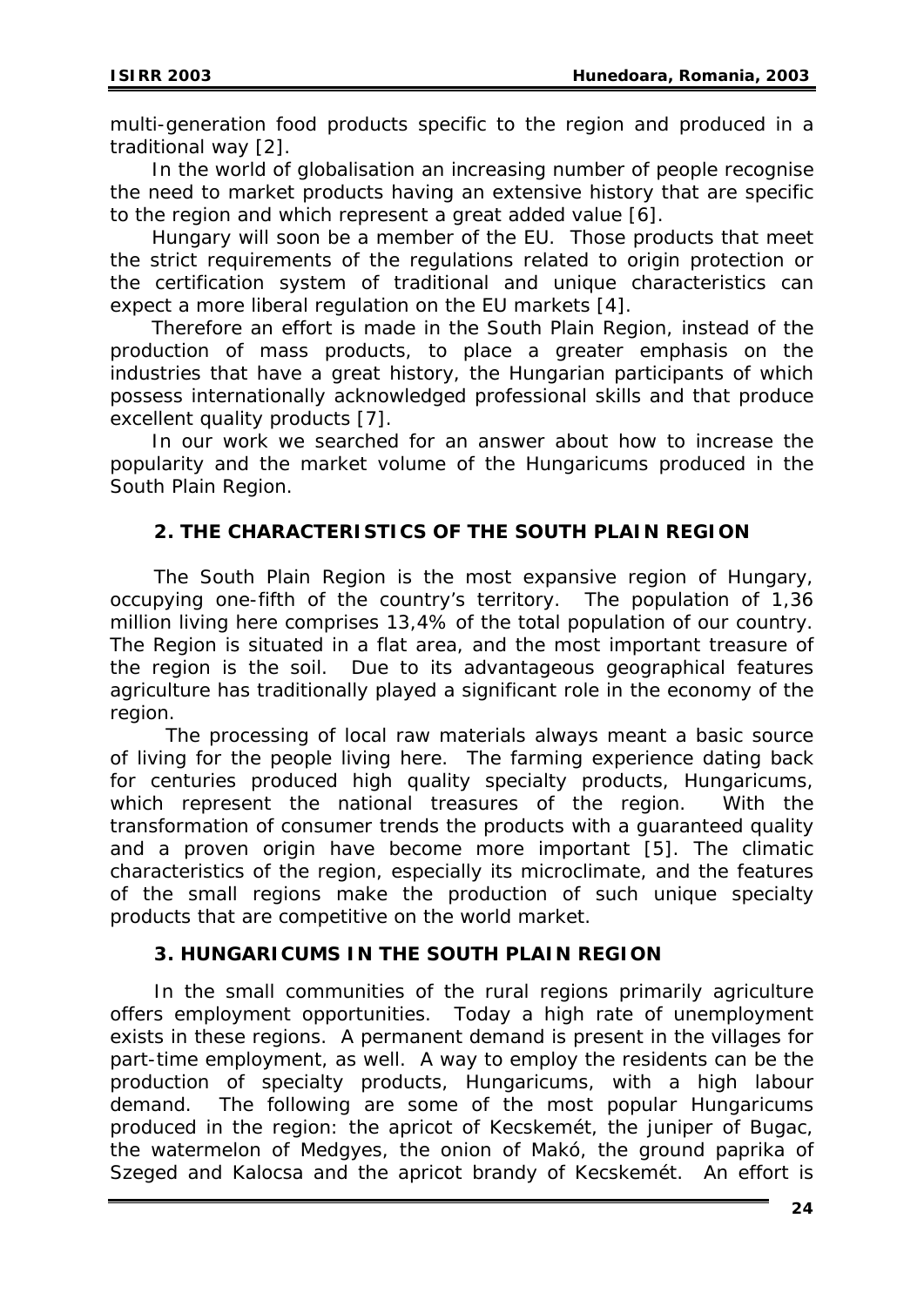multi-generation food products specific to the region and produced in a traditional way [2].

In the world of globalisation an increasing number of people recognise the need to market products having an extensive history that are specific to the region and which represent a great added value [6].

Hungary will soon be a member of the EU. Those products that meet the strict requirements of the regulations related to origin protection or the certification system of traditional and unique characteristics can expect a more liberal regulation on the EU markets [4].

Therefore an effort is made in the South Plain Region, instead of the production of mass products, to place a greater emphasis on the industries that have a great history, the Hungarian participants of which possess internationally acknowledged professional skills and that produce excellent quality products [7].

In our work we searched for an answer about how to increase the popularity and the market volume of the Hungaricums produced in the South Plain Region.

## 2. THE CHARACTERISTICS OF THE SOUTH PLAIN REGION

The South Plain Region is the most expansive region of Hungary, occupying one-fifth of the country's territory. The population of 1,36 million living here comprises 13,4% of the total population of our country. The Region is situated in a flat area, and the most important treasure of the region is the soil. Due to its advantageous geographical features agriculture has traditionally played a significant role in the economy of the region.

The processing of local raw materials always meant a basic source of living for the people living here. The farming experience dating back for centuries produced high quality specialty products, Hungaricums, which represent the national treasures of the region. With the transformation of consumer trends the products with a guaranteed quality and a proven origin have become more important [5]. The climatic characteristics of the region, especially its microclimate, and the features of the small regions make the production of such unique specialty products that are competitive on the world market.

## 3. HUNGARICUMS IN THE SOUTH PLAIN REGION

In the small communities of the rural regions primarily agriculture offers employment opportunities. Today a high rate of unemployment exists in these regions. A permanent demand is present in the villages for part-time employment, as well. A way to employ the residents can be the production of specialty products, Hungaricums, with a high labour demand. The following are some of the most popular Hungaricums produced in the region: the apricot of Kecskemét, the juniper of Bugac, the watermelon of Medgyes, the onion of Makó, the ground paprika of Szeged and Kalocsa and the apricot brandy of Kecskemét. An effort is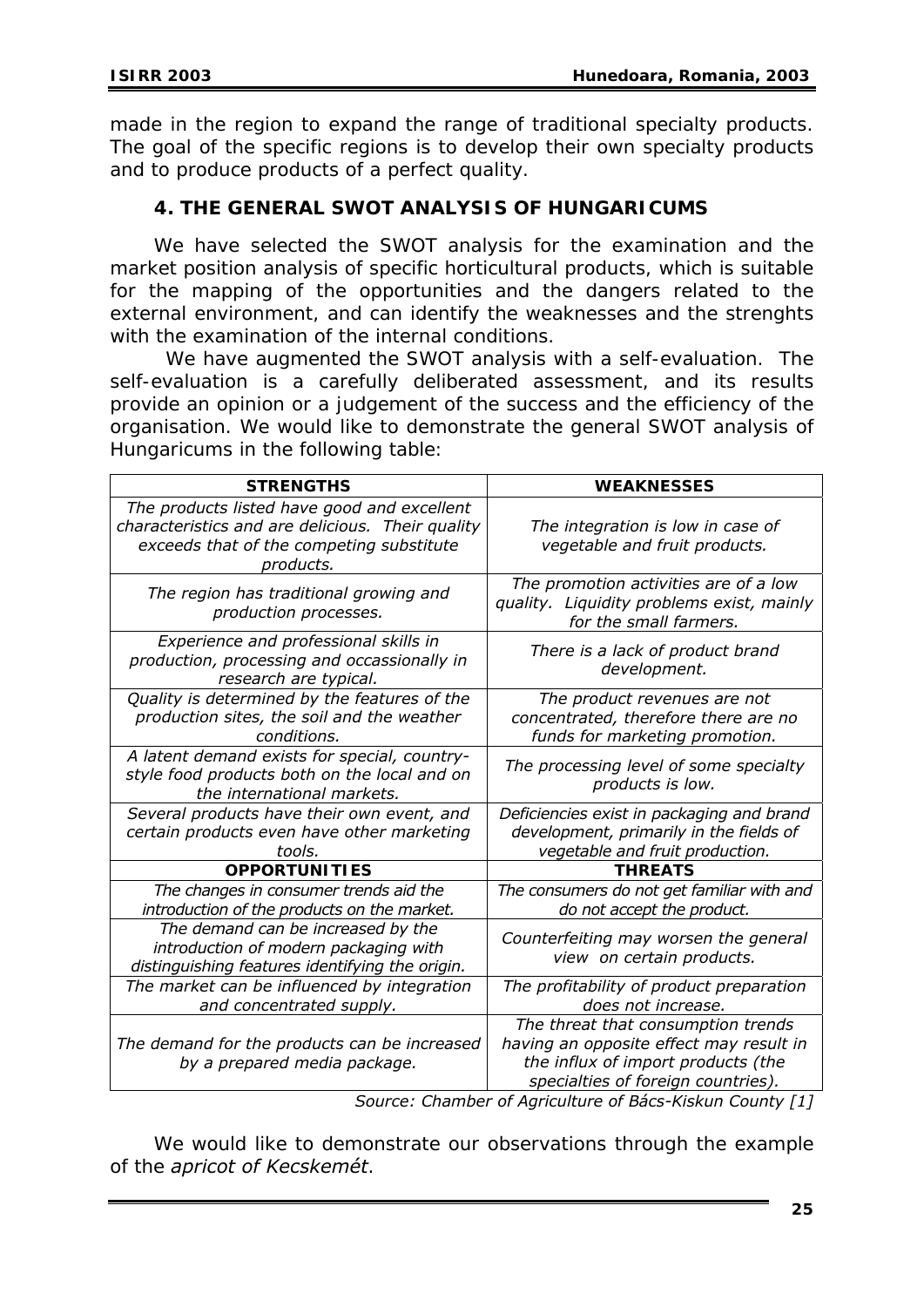made in the region to expand the range of traditional specialty products. The goal of the specific regions is to develop their own specialty products and to produce products of a perfect quality.

## 4. THE GENERAL SWOT ANALYSIS OF HUNGARICUMS

We have selected the SWOT analysis for the examination and the market position analysis of specific horticultural products, which is suitable for the mapping of the opportunities and the dangers related to the external environment, and can identify the weaknesses and the strenghts with the examination of the internal conditions.

We have augmented the SWOT analysis with a self-evaluation. The self-evaluation is a carefully deliberated assessment, and its results provide an opinion or a judgement of the success and the efficiency of the organisation. We would like to demonstrate the general SWOT analysis of Hungaricums in the following table:

| **STRENGTHS** | **WEAKNESSES** |
|---|---|
| *The products listed have good and excellent characteristics and are delicious. Their quality exceeds that of the competing substitute products.* | *The integration is low in case of vegetable and fruit products.* |
| *The region has traditional growing and production processes.* | *The promotion activities are of a low quality. Liquidity problems exist, mainly for the small farmers.* |
| *Experience and professional skills in production, processing and occassionally in research are typical.* | *There is a lack of product brand development.* |
| *Quality is determined by the features of the production sites, the soil and the weather conditions.* | *The product revenues are not concentrated, therefore there are no funds for marketing promotion.* |
| *A latent demand exists for special, country-style food products both on the local and on the international markets.* | *The processing level of some specialty products is low.* |
| *Several products have their own event, and certain products even have other marketing tools.* | *Deficiencies exist in packaging and brand development, primarily in the fields of vegetable and fruit production.* |
| **OPPORTUNITIES** | **THREATS** |
| *The changes in consumer trends aid the introduction of the products on the market.* | *The consumers do not get familiar with and do not accept the product.* |
| *The demand can be increased by the introduction of modern packaging with distinguishing features identifying the origin.* | *Counterfeiting may worsen the general view on certain products.* |
| *The market can be influenced by integration and concentrated supply.* | *The profitability of product preparation does not increase.* |
| *The demand for the products can be increased by a prepared media package.* | *The threat that consumption trends having an opposite effect may result in the influx of import products (the specialties of foreign countries).* |

*Source: Chamber of Agriculture of Bács-Kiskun County [1]*

We would like to demonstrate our observations through the example of the *apricot of Kecskemét*.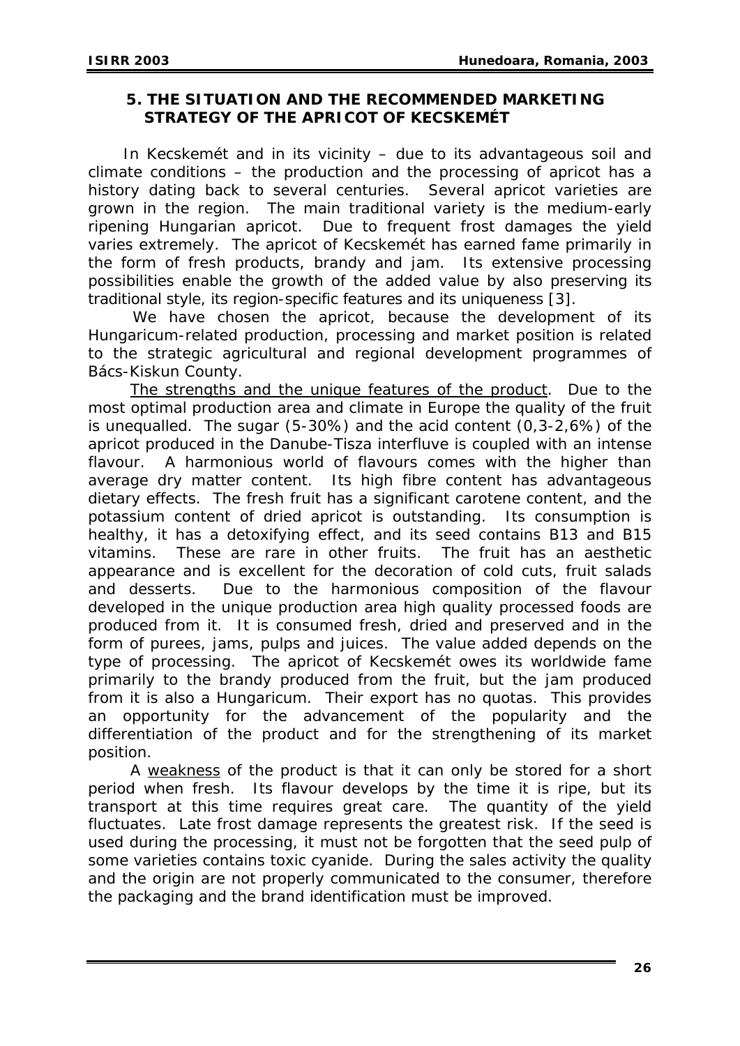## 5. THE SITUATION AND THE RECOMMENDED MARKETING STRATEGY OF THE APRICOT OF KECSKEMÉT

In Kecskemét and in its vicinity – due to its advantageous soil and climate conditions – the production and the processing of apricot has a history dating back to several centuries. Several apricot varieties are grown in the region. The main traditional variety is the medium-early ripening Hungarian apricot. Due to frequent frost damages the yield varies extremely. The apricot of Kecskemét has earned fame primarily in the form of fresh products, brandy and jam. Its extensive processing possibilities enable the growth of the added value by also preserving its traditional style, its region-specific features and its uniqueness [3].

We have chosen the apricot, because the development of its Hungaricum-related production, processing and market position is related to the strategic agricultural and regional development programmes of Bács-Kiskun County.

The strengths and the unique features of the product. Due to the most optimal production area and climate in Europe the quality of the fruit is unequalled. The sugar (5-30%) and the acid content (0,3-2,6%) of the apricot produced in the Danube-Tisza interfluve is coupled with an intense flavour. A harmonious world of flavours comes with the higher than average dry matter content. Its high fibre content has advantageous dietary effects. The fresh fruit has a significant carotene content, and the potassium content of dried apricot is outstanding. Its consumption is healthy, it has a detoxifying effect, and its seed contains B13 and B15 vitamins. These are rare in other fruits. The fruit has an aesthetic appearance and is excellent for the decoration of cold cuts, fruit salads and desserts. Due to the harmonious composition of the flavour developed in the unique production area high quality processed foods are produced from it. It is consumed fresh, dried and preserved and in the form of purees, jams, pulps and juices. The value added depends on the type of processing. The apricot of Kecskemét owes its worldwide fame primarily to the brandy produced from the fruit, but the jam produced from it is also a Hungaricum. Their export has no quotas. This provides an opportunity for the advancement of the popularity and the differentiation of the product and for the strengthening of its market position.

A weakness of the product is that it can only be stored for a short period when fresh. Its flavour develops by the time it is ripe, but its transport at this time requires great care. The quantity of the yield fluctuates. Late frost damage represents the greatest risk. If the seed is used during the processing, it must not be forgotten that the seed pulp of some varieties contains toxic cyanide. During the sales activity the quality and the origin are not properly communicated to the consumer, therefore the packaging and the brand identification must be improved.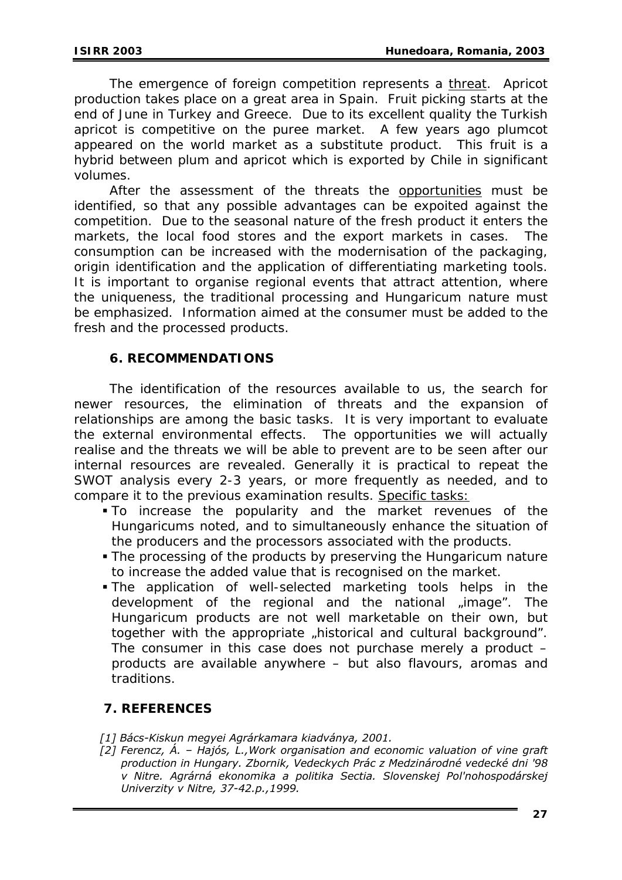The emergence of foreign competition represents a threat. Apricot production takes place on a great area in Spain. Fruit picking starts at the end of June in Turkey and Greece. Due to its excellent quality the Turkish apricot is competitive on the puree market. A few years ago plumcot appeared on the world market as a substitute product. This fruit is a hybrid between plum and apricot which is exported by Chile in significant volumes.

After the assessment of the threats the opportunities must be identified, so that any possible advantages can be expoited against the competition. Due to the seasonal nature of the fresh product it enters the markets, the local food stores and the export markets in cases. The consumption can be increased with the modernisation of the packaging, origin identification and the application of differentiating marketing tools. It is important to organise regional events that attract attention, where the uniqueness, the traditional processing and Hungaricum nature must be emphasized. Information aimed at the consumer must be added to the fresh and the processed products.

## 6. RECOMMENDATIONS

The identification of the resources available to us, the search for newer resources, the elimination of threats and the expansion of relationships are among the basic tasks. It is very important to evaluate the external environmental effects. The opportunities we will actually realise and the threats we will be able to prevent are to be seen after our internal resources are revealed. Generally it is practical to repeat the SWOT analysis every 2-3 years, or more frequently as needed, and to compare it to the previous examination results. Specific tasks:

- To increase the popularity and the market revenues of the Hungaricums noted, and to simultaneously enhance the situation of the producers and the processors associated with the products.
- The processing of the products by preserving the Hungaricum nature to increase the added value that is recognised on the market.
- The application of well-selected marketing tools helps in the development of the regional and the national „image". The Hungaricum products are not well marketable on their own, but together with the appropriate „historical and cultural background". The consumer in this case does not purchase merely a product – products are available anywhere – but also flavours, aromas and traditions.

## 7. REFERENCES

*[1] Bács-Kiskun megyei Agrárkamara kiadványa, 2001.*

*[2] Ferencz, Á. – Hajós, L.,Work organisation and economic valuation of vine graft production in Hungary. Zbornik, Vedeckych Prác z Medzinárodné vedecké dni '98 v Nitre. Agrárná ekonomika a politika Sectia. Slovenskej Pol'nohospodárskej Univerzity v Nitre, 37-42.p.,1999.*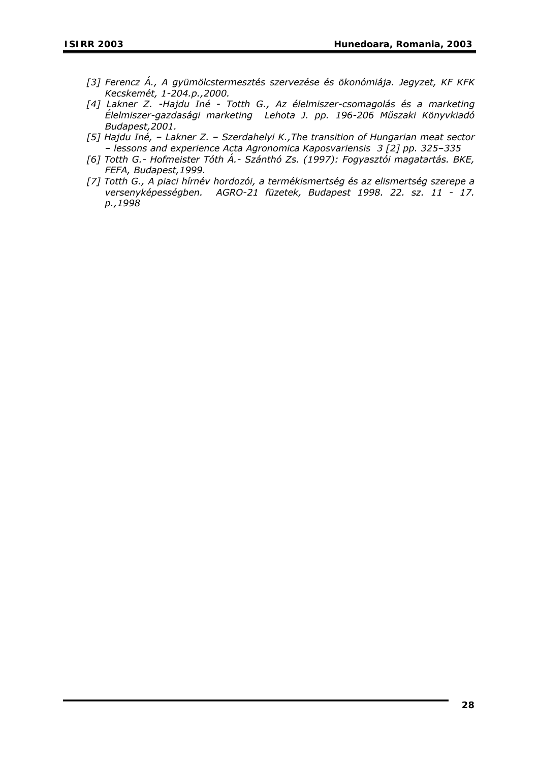*[3] Ferencz Á., A gyümölcstermesztés szervezése és ökonómiája. Jegyzet, KF KFK Kecskemét, 1-204.p.,2000.*

*[4] Lakner Z. -Hajdu Iné - Totth G., Az élelmiszer-csomagolás és a marketing Élelmiszer-gazdasági marketing Lehota J. pp. 196-206 Műszaki Könyvkiadó Budapest,2001.*

*[5] Hajdu Iné, – Lakner Z. – Szerdahelyi K.,The transition of Hungarian meat sector – lessons and experience Acta Agronomica Kaposvariensis 3 [2] pp. 325–335*

*[6] Totth G.- Hofmeister Tóth Á.- Szánthó Zs. (1997): Fogyasztói magatartás. BKE, FEFA, Budapest,1999.*

*[7] Totth G., A piaci hírnév hordozói, a termékismertség és az elismertség szerepe a versenyképességben. AGRO-21 füzetek, Budapest 1998. 22. sz. 11 - 17. p.,1998*